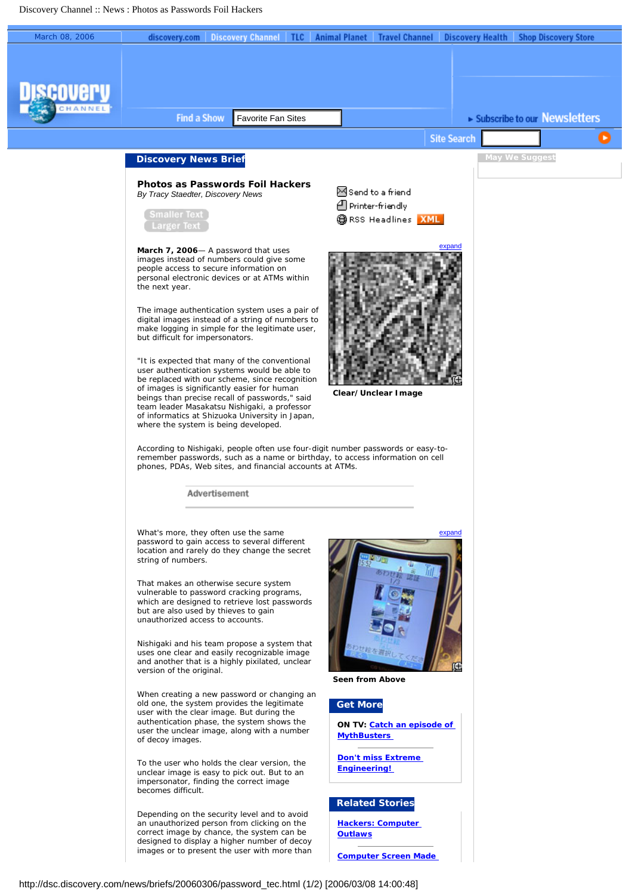Discovery Channel :: News : Photos as Passwords Foil Hackers

March 08, 2006

discovery.com | Discovery Channel | TLC | Animal Planet | Travel Channel | Discovery Health | Shop Discovery Store

Find a Show Favorite Fan Sites

Subscribe to our Newsletters

Site Search

**Discovery News Brief**

May We Suggest

## Photos as Passwords Foil Hackers

*By Tracy Staedter, Discovery News*

Smaller Text
Larger Text

Send to a friend
Printer-friendly
RSS Headlines XML

**March 7, 2006**— A password that uses images instead of numbers could give some people access to secure information on personal electronic devices or at ATMs within the next year.

expand

**Clear/Unclear Image**

The image authentication system uses a pair of digital images instead of a string of numbers to make logging in simple for the legitimate user, but difficult for impersonators.

"It is expected that many of the conventional user authentication systems would be able to be replaced with our scheme, since recognition of images is significantly easier for human beings than precise recall of passwords," said team leader Masakatsu Nishigaki, a professor of informatics at Shizuoka University in Japan, where the system is being developed.

According to Nishigaki, people often use four-digit number passwords or easy-to-remember passwords, such as a name or birthday, to access information on cell phones, PDAs, Web sites, and financial accounts at ATMs.

Advertisement

What's more, they often use the same password to gain access to several different location and rarely do they change the secret string of numbers.

expand

**Seen from Above**

That makes an otherwise secure system vulnerable to password cracking programs, which are designed to retrieve lost passwords but are also used by thieves to gain unauthorized access to accounts.

Nishigaki and his team propose a system that uses one clear and easily recognizable image and another that is a highly pixilated, unclear version of the original.

When creating a new password or changing an old one, the system provides the legitimate user with the clear image. But during the authentication phase, the system shows the user the unclear image, along with a number of decoy images.

To the user who holds the clear version, the unclear image is easy to pick out. But to an impersonator, finding the correct image becomes difficult.

Depending on the security level and to avoid an unauthorized person from clicking on the correct image by chance, the system can be designed to display a higher number of decoy images or to present the user with more than

**Get More**

**ON TV:** Catch an episode of MythBusters

Don't miss Extreme Engineering!

**Related Stories**

Hackers: Computer Outlaws

Computer Screen Made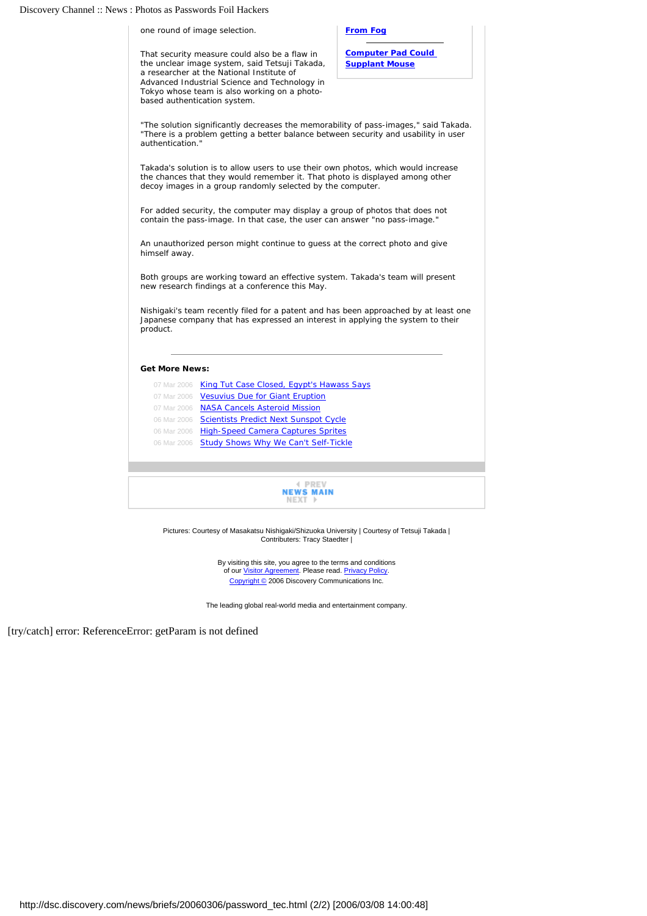one round of image selection.

That security measure could also be a flaw in the unclear image system, said Tetsuji Takada, a researcher at the National Institute of Advanced Industrial Science and Technology in Tokyo whose team is also working on a photo-based authentication system.

**From Fog**

**Computer Pad Could Supplant Mouse**

"The solution significantly decreases the memorability of pass-images," said Takada. "There is a problem getting a better balance between security and usability in user authentication."

Takada's solution is to allow users to use their own photos, which would increase the chances that they would remember it. That photo is displayed among other decoy images in a group randomly selected by the computer.

For added security, the computer may display a group of photos that does not contain the pass-image. In that case, the user can answer "no pass-image."

An unauthorized person might continue to guess at the correct photo and give himself away.

Both groups are working toward an effective system. Takada's team will present new research findings at a conference this May.

Nishigaki's team recently filed for a patent and has been approached by at least one Japanese company that has expressed an interest in applying the system to their product.

---

**Get More News:**

07 Mar 2006 King Tut Case Closed, Egypt's Hawass Says
07 Mar 2006 Vesuvius Due for Giant Eruption
07 Mar 2006 NASA Cancels Asteroid Mission
06 Mar 2006 Scientists Predict Next Sunspot Cycle
06 Mar 2006 High-Speed Camera Captures Sprites
06 Mar 2006 Study Shows Why We Can't Self-Tickle

PREV
NEWS MAIN
NEXT

Pictures: Courtesy of Masakatsu Nishigaki/Shizuoka University | Courtesy of Tetsuji Takada | Contributers: Tracy Staedter |

By visiting this site, you agree to the terms and conditions of our Visitor Agreement. Please read. Privacy Policy.
Copyright © 2006 Discovery Communications Inc.

The leading global real-world media and entertainment company.

[try/catch] error: ReferenceError: getParam is not defined